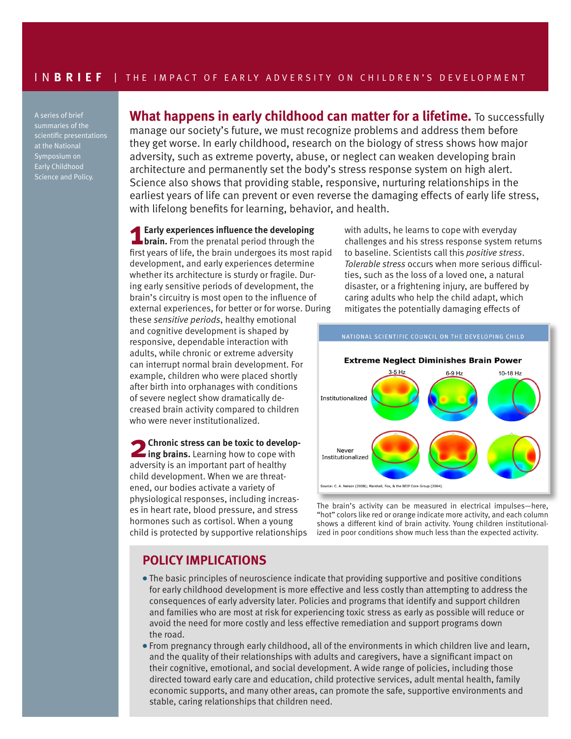# INBRIEF | THE IMPACT OF EARLY ADVERSITY ON CHILDREN'S DEVELOPMENT

A series of brief summaries of the scientific presentations at the National Symposium on Early Childhood Science and Policy.

**What happens in early childhood can matter for a lifetime.** To successfully manage our society's future, we must recognize problems and address them before they get worse. In early childhood, research on the biology of stress shows how major adversity, such as extreme poverty, abuse, or neglect can weaken developing brain architecture and permanently set the body's stress response system on high alert. Science also shows that providing stable, responsive, nurturing relationships in the earliest years of life can prevent or even reverse the damaging effects of early life stress, with lifelong benefits for learning, behavior, and health.

**1 Early experiences influence the developing brain.** From the prenatal period through the first years of life, the brain undergoes its most rapid development, and early experiences determine whether its architecture is sturdy or fragile. During early sensitive periods of development, the brain's circuitry is most open to the influence of external experiences, for better or for worse. During these *sensitive periods*, healthy emotional and cognitive development is shaped by responsive, dependable interaction with adults, while chronic or extreme adversity can interrupt normal brain development. For example, children who were placed shortly after birth into orphanages with conditions of severe neglect show dramatically decreased brain activity compared to children who were never institutionalized.

**2 Chronic stress can be toxic to developing brains.** Learning how to cope with adversity is an important part of healthy child development. When we are threatened, our bodies activate a variety of physiological responses, including increases in heart rate, blood pressure, and stress hormones such as cortisol. When a young child is protected by supportive relationships with adults, he learns to cope with everyday challenges and his stress response system returns to baseline. Scientists call this *positive stress*. *Tolerable stress* occurs when more serious difficulties, such as the loss of a loved one, a natural disaster, or a frightening injury, are buffered by caring adults who help the child adapt, which mitigates the potentially damaging effects of

NATIONAL SCIENTIFIC COUNCIL ON THE DEVELOPING CHILD

**Extreme Neglect Diminishes Brain Power**

Source: C. A. Nelson (2008); Marshall, Fox, & the BEIP Core Group (2004).

The brain's activity can be measured in electrical impulses—here, "hot" colors like red or orange indicate more activity, and each column shows a different kind of brain activity. Young children institutionalized in poor conditions show much less than the expected activity.

## POLICY IMPLICATIONS

- The basic principles of neuroscience indicate that providing supportive and positive conditions for early childhood development is more effective and less costly than attempting to address the consequences of early adversity later. Policies and programs that identify and support children and families who are most at risk for experiencing toxic stress as early as possible will reduce or avoid the need for more costly and less effective remediation and support programs down the road.
- From pregnancy through early childhood, all of the environments in which children live and learn, and the quality of their relationships with adults and caregivers, have a significant impact on their cognitive, emotional, and social development. A wide range of policies, including those directed toward early care and education, child protective services, adult mental health, family economic supports, and many other areas, can promote the safe, supportive environments and stable, caring relationships that children need.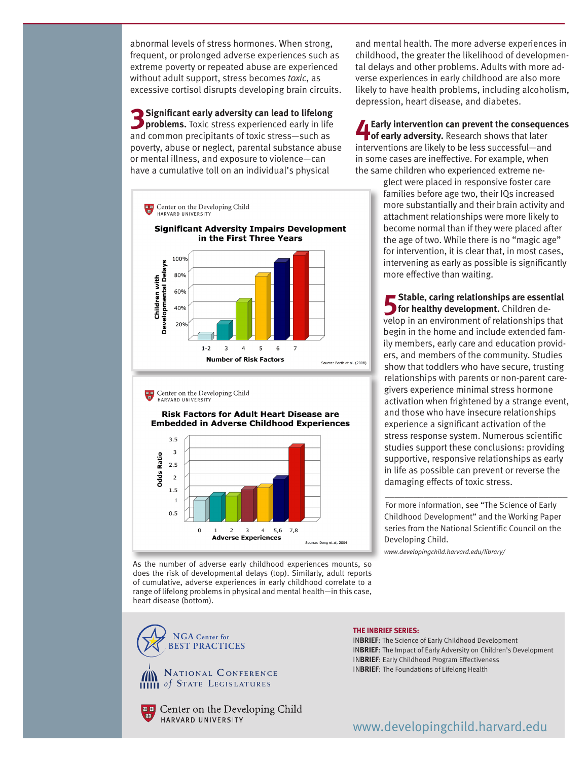abnormal levels of stress hormones. When strong, frequent, or prolonged adverse experiences such as extreme poverty or repeated abuse are experienced without adult support, stress becomes *toxic*, as excessive cortisol disrupts developing brain circuits.

**3 Significant early adversity can lead to lifelong problems.** Toxic stress experienced early in life and common precipitants of toxic stress—such as poverty, abuse or neglect, parental substance abuse or mental illness, and exposure to violence—can have a cumulative toll on an individual's physical and mental health. The more adverse experiences in childhood, the greater the likelihood of developmental delays and other problems. Adults with more adverse experiences in early childhood are also more likely to have health problems, including alcoholism, depression, heart disease, and diabetes.

Center on the Developing Child
HARVARD UNIVERSITY

**Significant Adversity Impairs Development in the First Three Years**

Children with Developmental Delays

100%
80%
60%
40%
20%

1-2
3
4
5
6
7

Number of Risk Factors

Source: Barth et al. (2008)

Center on the Developing Child
HARVARD UNIVERSITY

**Risk Factors for Adult Heart Disease are Embedded in Adverse Childhood Experiences**

Odds Ratio

3.5
3
2.5
2
1.5
1
0.5

0
1
2
3
4
5,6
7,8

Adverse Experiences

Source: Dong et al, 2004

As the number of adverse early childhood experiences mounts, so does the risk of developmental delays (top). Similarly, adult reports of cumulative, adverse experiences in early childhood correlate to a range of lifelong problems in physical and mental health—in this case, heart disease (bottom).

**4 Early intervention can prevent the consequences of early adversity.** Research shows that later interventions are likely to be less successful—and in some cases are ineffective. For example, when the same children who experienced extreme neglect were placed in responsive foster care families before age two, their IQs increased more substantially and their brain activity and attachment relationships were more likely to become normal than if they were placed after the age of two. While there is no "magic age" for intervention, it is clear that, in most cases, intervening as early as possible is significantly more effective than waiting.

**5 Stable, caring relationships are essential for healthy development.** Children develop in an environment of relationships that begin in the home and include extended family members, early care and education providers, and members of the community. Studies show that toddlers who have secure, trusting relationships with parents or non-parent caregivers experience minimal stress hormone activation when frightened by a strange event, and those who have insecure relationships experience a significant activation of the stress response system. Numerous scientific studies support these conclusions: providing supportive, responsive relationships as early in life as possible can prevent or reverse the damaging effects of toxic stress.

For more information, see "The Science of Early Childhood Development" and the Working Paper series from the National Scientific Council on the Developing Child.

*www.developingchild.harvard.edu/library/*

NGA Center for BEST PRACTICES

National Conference of State Legislatures

Center on the Developing Child
HARVARD UNIVERSITY

**THE INBRIEF SERIES:**

IN**BRIEF**: The Science of Early Childhood Development
IN**BRIEF**: The Impact of Early Adversity on Children's Development
IN**BRIEF**: Early Childhood Program Effectiveness
IN**BRIEF**: The Foundations of Lifelong Health

www.developingchild.harvard.edu